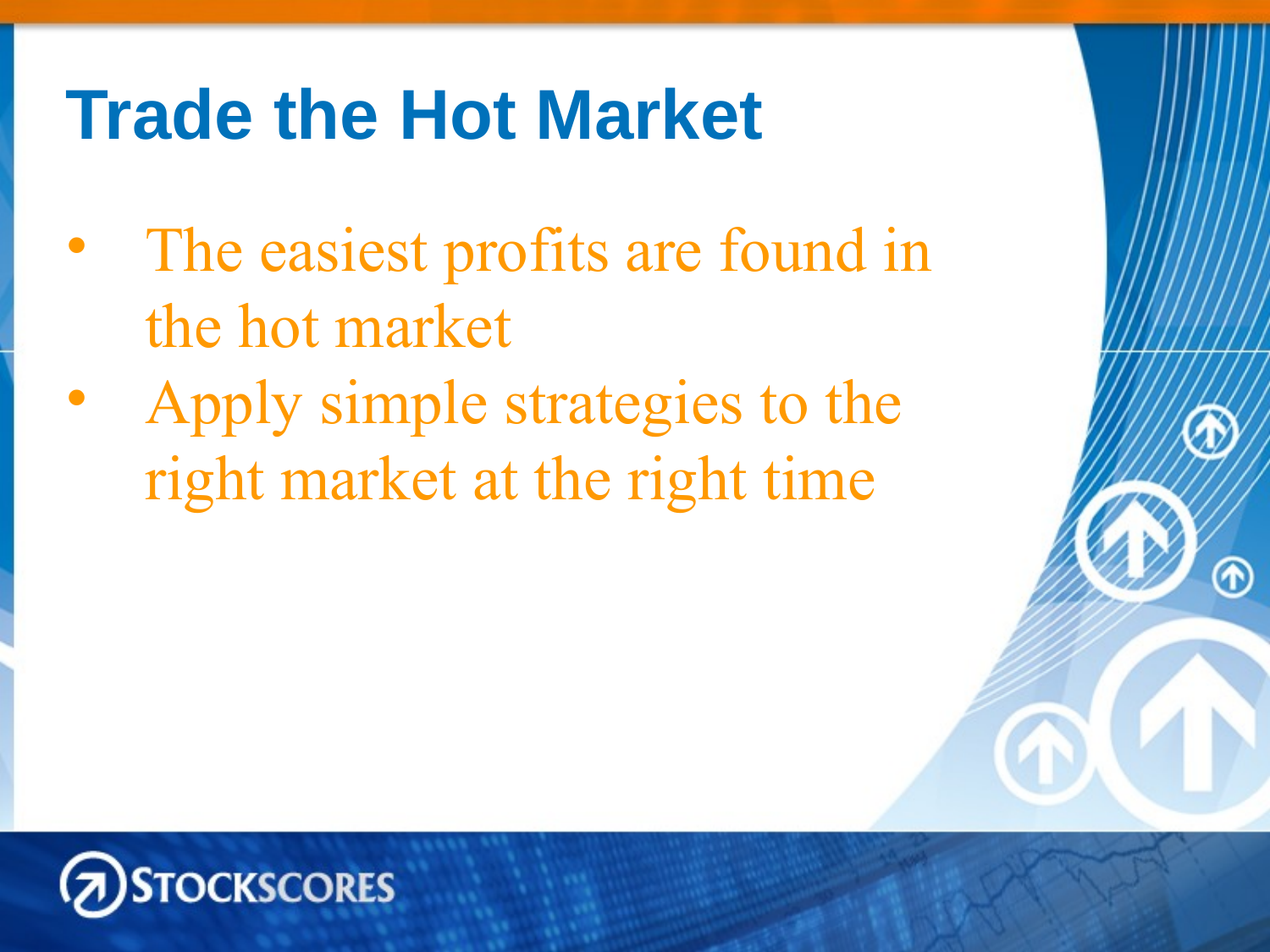# Trade the Hot Market

- The easiest profits are found in the hot market
- Apply simple strategies to the right market at the right time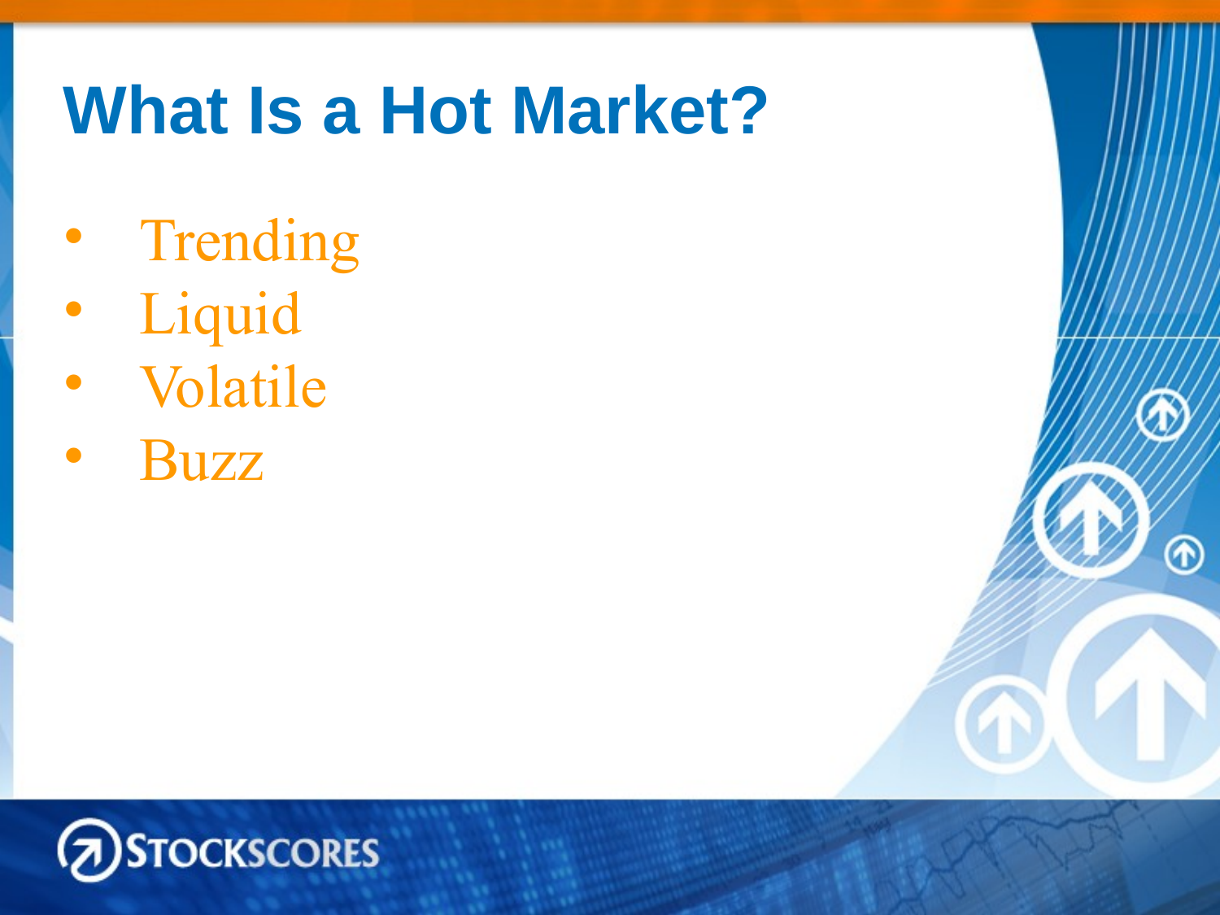# What Is a Hot Market?

- Trending
- Liquid
- Volatile
- Buzz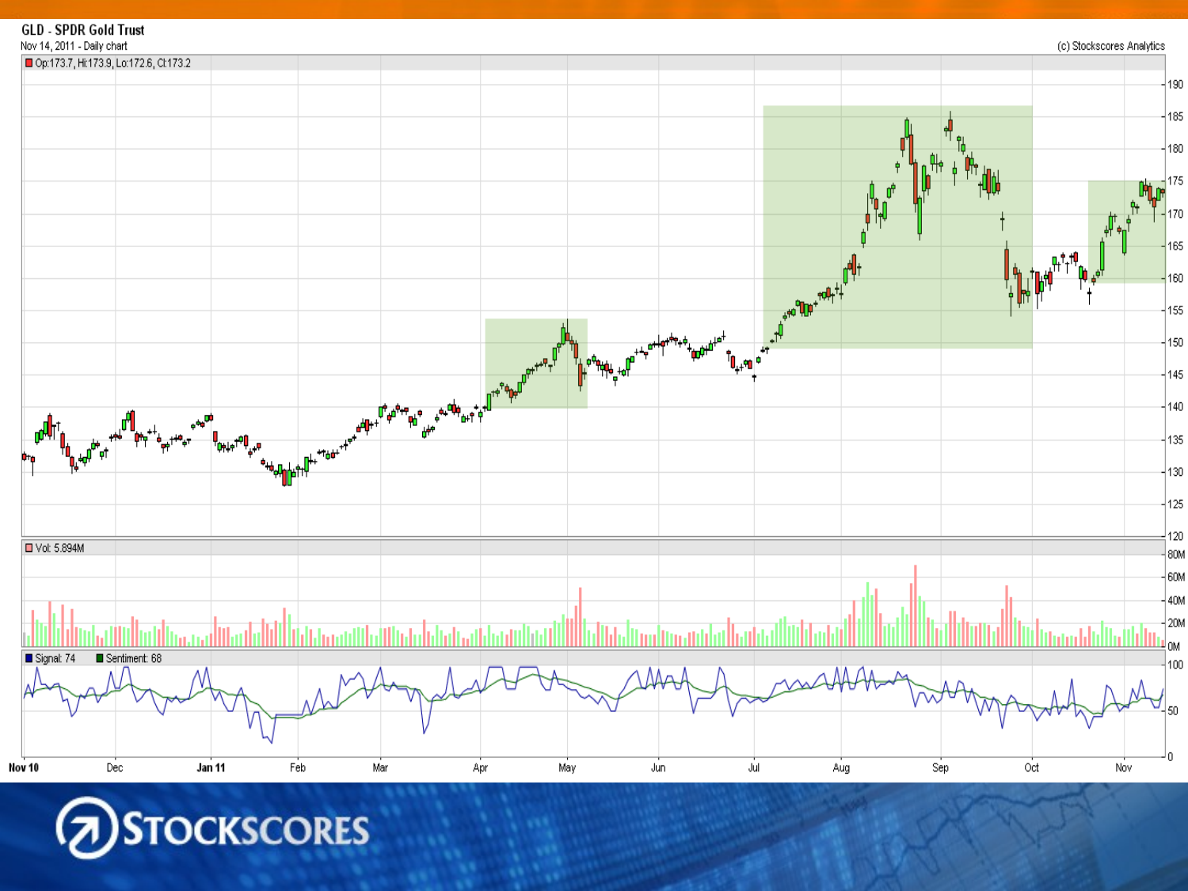GLD - SPDR Gold Trust

Nov 14, 2011 - Daily chart

(c) Stockscores Analytics

Op:173.7, Hi:173.9, Lo:172.6, Cl:173.2

Vol: 5.894M

Signal: 74 Sentiment: 68

Nov 10 Dec Jan 11 Feb Mar Apr May Jun Jul Aug Sep Oct Nov

STOCKSCORES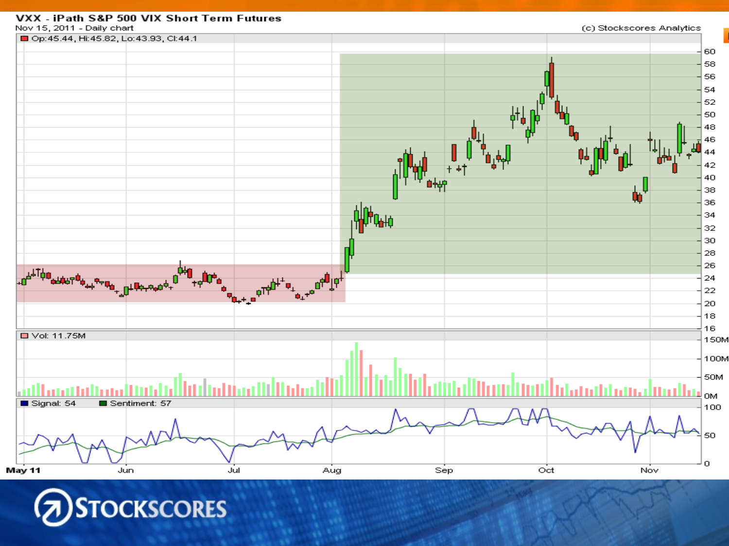**VXX - iPath S&P 500 VIX Short Term Futures**

Nov 15, 2011 - Daily chart

(c) Stockscores Analytics

Op:45.44, Hi:45.82, Lo:43.93, Cl:44.1

Vol: 11.75M

Signal: 54 Sentiment: 57

STOCKSCORES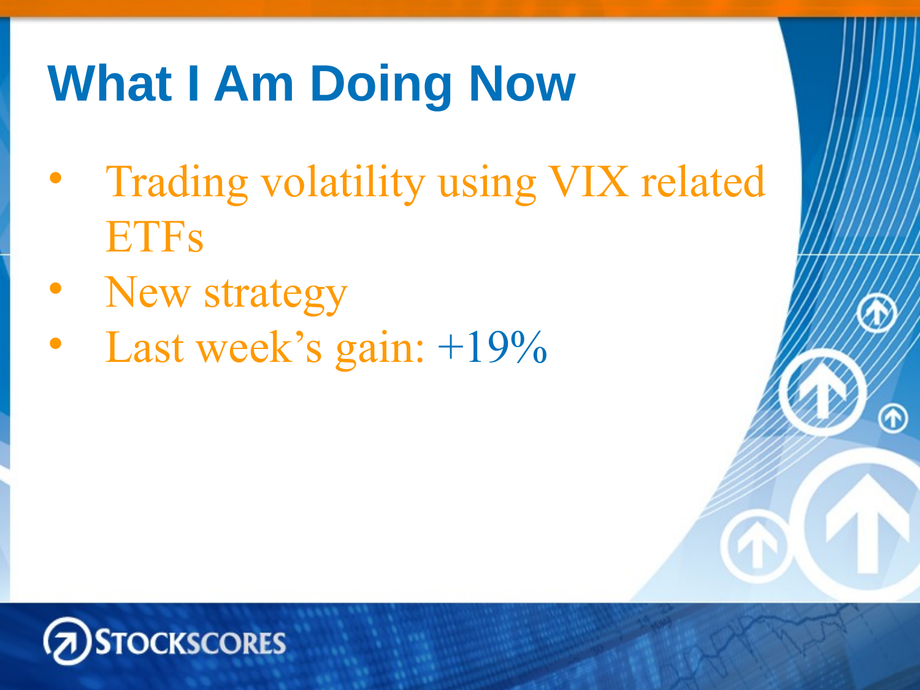# What I Am Doing Now

- Trading volatility using VIX related ETFs
- New strategy
- Last week's gain: +19%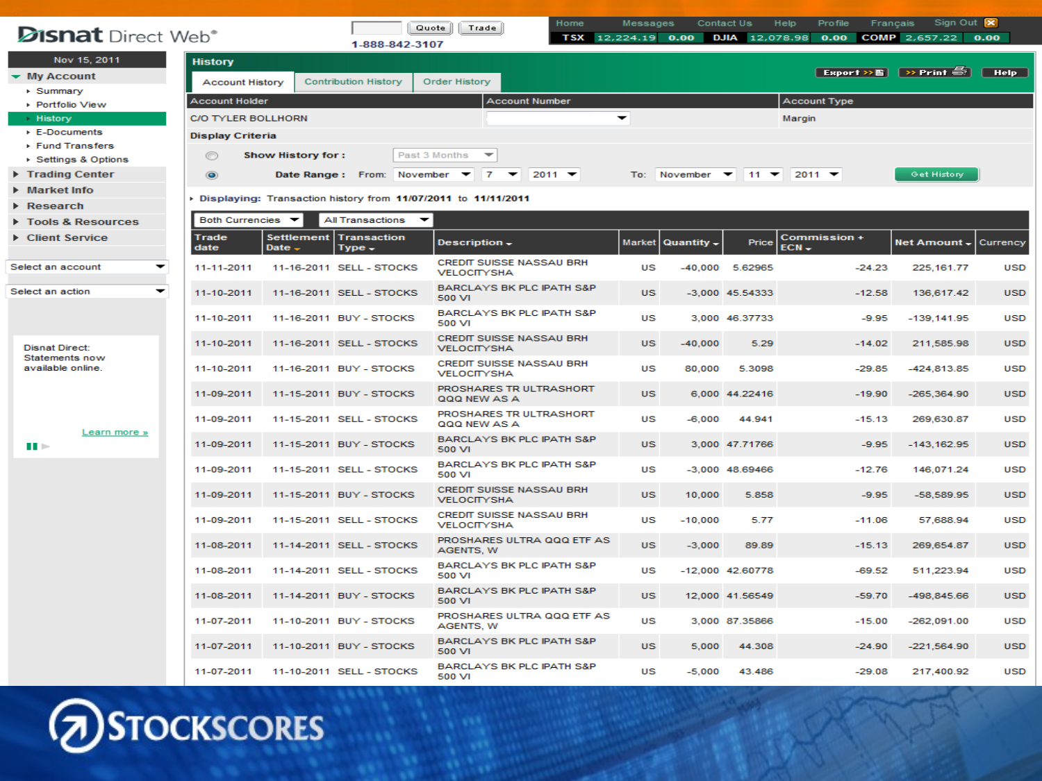# History

Account History | Contribution History | Order History

| Account Holder | Account Number | Account Type |
|---|---|---|
| C/O TYLER BOLLHORN | | Margin |

**Display Criteria**

Show History for : Past 3 Months

Date Range : From: November 7 2011 To: November 11 2011

Displaying: Transaction history from 11/07/2011 to 11/11/2011

Both Currencies | All Transactions

| Trade date | Settlement Date | Transaction Type | Description | Market | Quantity | Price | Commission + ECN | Net Amount | Currency |
|---|---|---|---|---|---|---|---|---|---|
| 11-11-2011 | 11-16-2011 | SELL - STOCKS | CREDIT SUISSE NASSAU BRH VELOCITYSHA | US | -40,000 | 5.62965 | -24.23 | 225,161.77 | USD |
| 11-10-2011 | 11-16-2011 | SELL - STOCKS | BARCLAYS BK PLC IPATH S&P 500 VI | US | -3,000 | 45.54333 | -12.58 | 136,617.42 | USD |
| 11-10-2011 | 11-16-2011 | BUY - STOCKS | BARCLAYS BK PLC IPATH S&P 500 VI | US | 3,000 | 46.37733 | -9.95 | -139,141.95 | USD |
| 11-10-2011 | 11-16-2011 | SELL - STOCKS | CREDIT SUISSE NASSAU BRH VELOCITYSHA | US | -40,000 | 5.29 | -14.02 | 211,585.98 | USD |
| 11-10-2011 | 11-16-2011 | BUY - STOCKS | CREDIT SUISSE NASSAU BRH VELOCITYSHA | US | 80,000 | 5.3098 | -29.85 | -424,813.85 | USD |
| 11-09-2011 | 11-15-2011 | BUY - STOCKS | PROSHARES TR ULTRASHORT QQQ NEW AS A | US | 6,000 | 44.22416 | -19.90 | -265,364.90 | USD |
| 11-09-2011 | 11-15-2011 | SELL - STOCKS | PROSHARES TR ULTRASHORT QQQ NEW AS A | US | -6,000 | 44.941 | -15.13 | 269,630.87 | USD |
| 11-09-2011 | 11-15-2011 | BUY - STOCKS | BARCLAYS BK PLC IPATH S&P 500 VI | US | 3,000 | 47.71766 | -9.95 | -143,162.95 | USD |
| 11-09-2011 | 11-15-2011 | SELL - STOCKS | BARCLAYS BK PLC IPATH S&P 500 VI | US | -3,000 | 48.69466 | -12.76 | 146,071.24 | USD |
| 11-09-2011 | 11-15-2011 | BUY - STOCKS | CREDIT SUISSE NASSAU BRH VELOCITYSHA | US | 10,000 | 5.858 | -9.95 | -58,589.95 | USD |
| 11-09-2011 | 11-15-2011 | SELL - STOCKS | CREDIT SUISSE NASSAU BRH VELOCITYSHA | US | -10,000 | 5.77 | -11.06 | 57,688.94 | USD |
| 11-08-2011 | 11-14-2011 | SELL - STOCKS | PROSHARES ULTRA QQQ ETF AS AGENTS, W | US | -3,000 | 89.89 | -15.13 | 269,654.87 | USD |
| 11-08-2011 | 11-14-2011 | SELL - STOCKS | BARCLAYS BK PLC IPATH S&P 500 VI | US | -12,000 | 42.60778 | -69.52 | 511,223.94 | USD |
| 11-08-2011 | 11-14-2011 | BUY - STOCKS | BARCLAYS BK PLC IPATH S&P 500 VI | US | 12,000 | 41.56549 | -59.70 | -498,845.66 | USD |
| 11-07-2011 | 11-10-2011 | BUY - STOCKS | PROSHARES ULTRA QQQ ETF AS AGENTS, W | US | 3,000 | 87.35866 | -15.00 | -262,091.00 | USD |
| 11-07-2011 | 11-10-2011 | BUY - STOCKS | BARCLAYS BK PLC IPATH S&P 500 VI | US | 5,000 | 44.308 | -24.90 | -221,564.90 | USD |
| 11-07-2011 | 11-10-2011 | SELL - STOCKS | BARCLAYS BK PLC IPATH S&P 500 VI | US | -5,000 | 43.486 | -29.08 | 217,400.92 | USD |

STOCKSCORES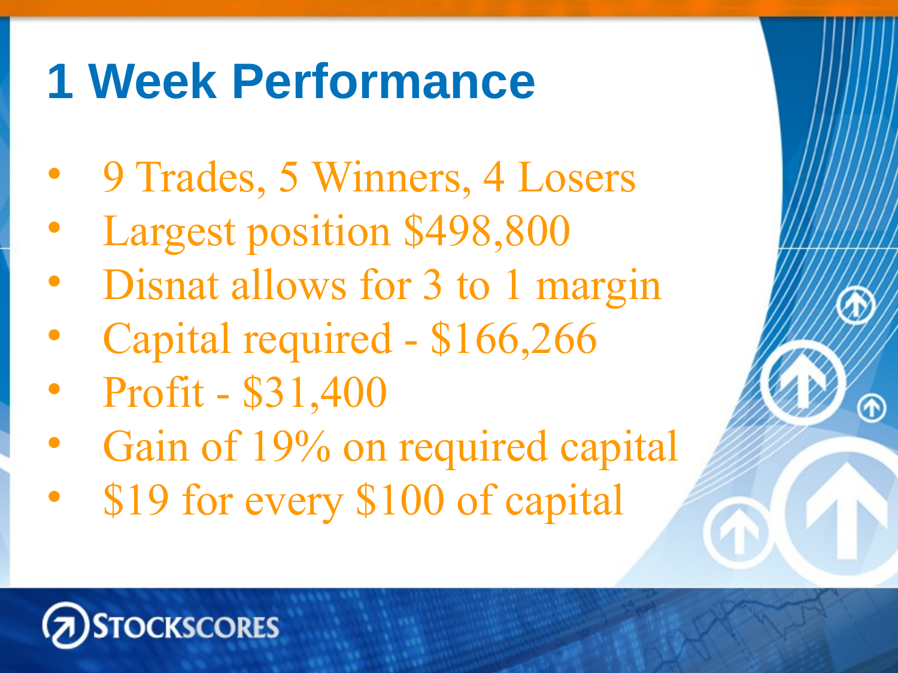# 1 Week Performance

- 9 Trades, 5 Winners, 4 Losers
- Largest position $498,800
- Disnat allows for 3 to 1 margin
- Capital required - $166,266
- Profit - $31,400
- Gain of 19% on required capital
- $19 for every $100 of capital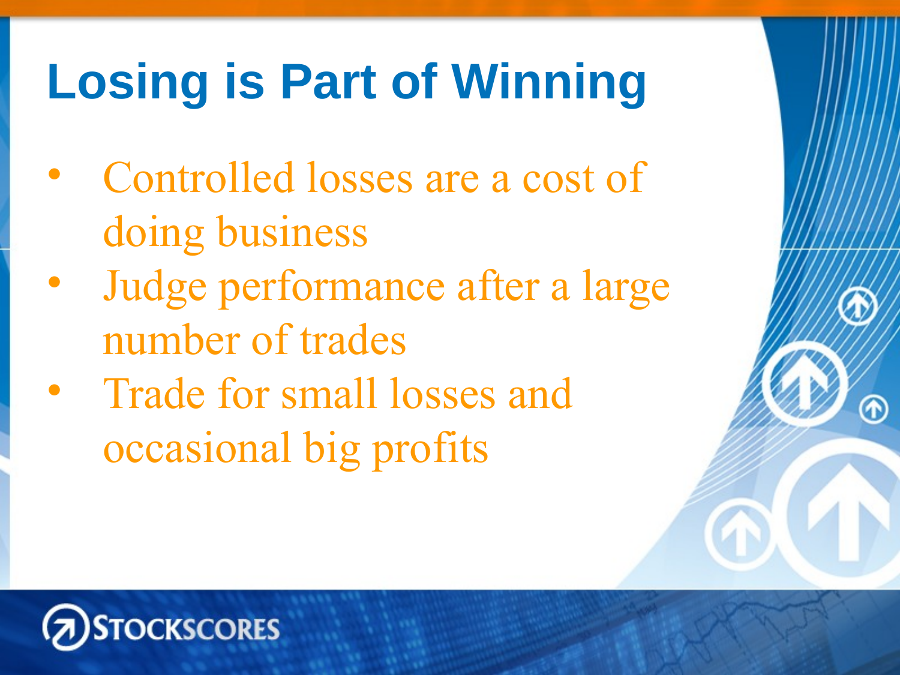# Losing is Part of Winning

- Controlled losses are a cost of doing business
- Judge performance after a large number of trades
- Trade for small losses and occasional big profits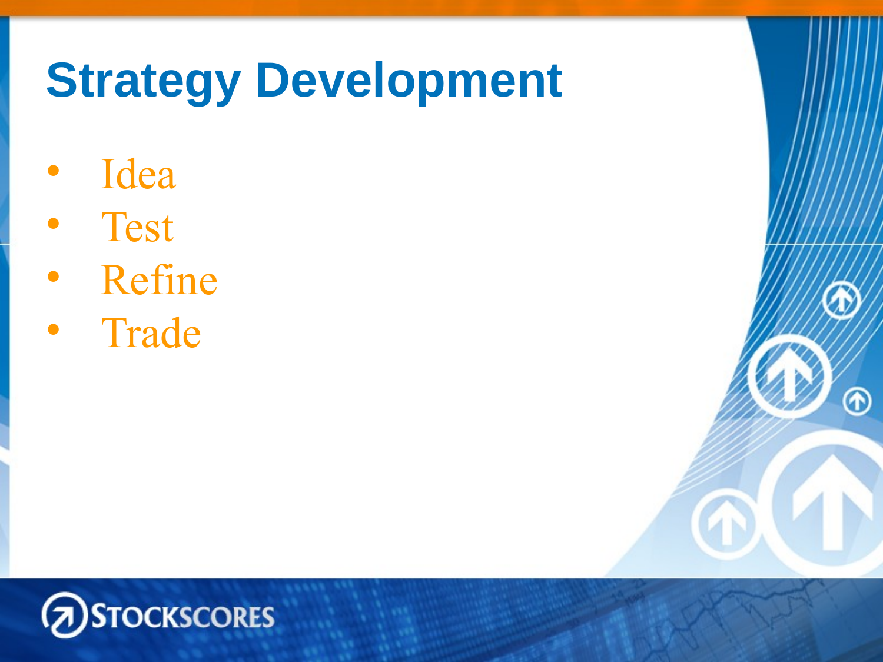# Strategy Development

- Idea
- Test
- Refine
- Trade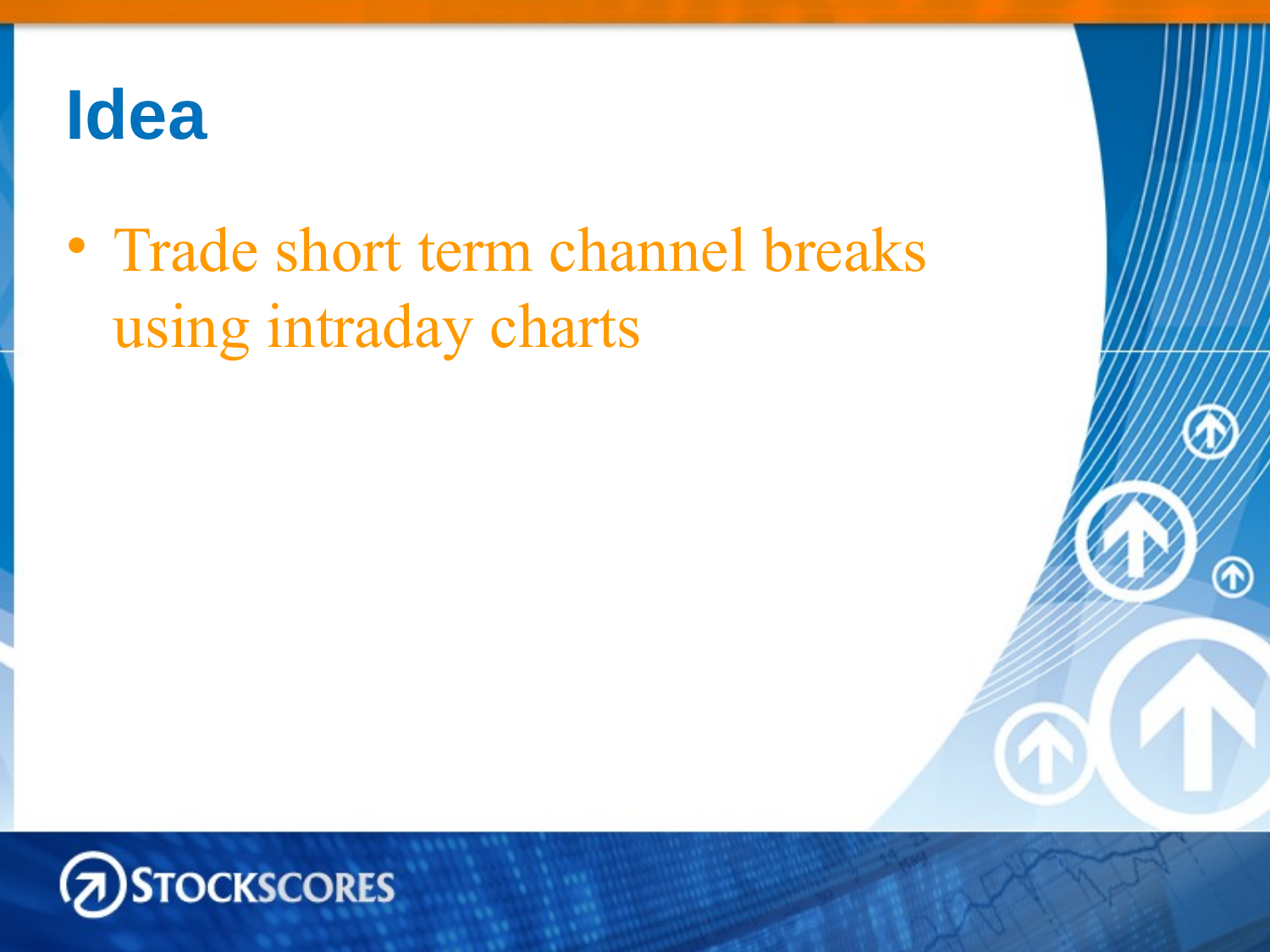# Idea

- Trade short term channel breaks using intraday charts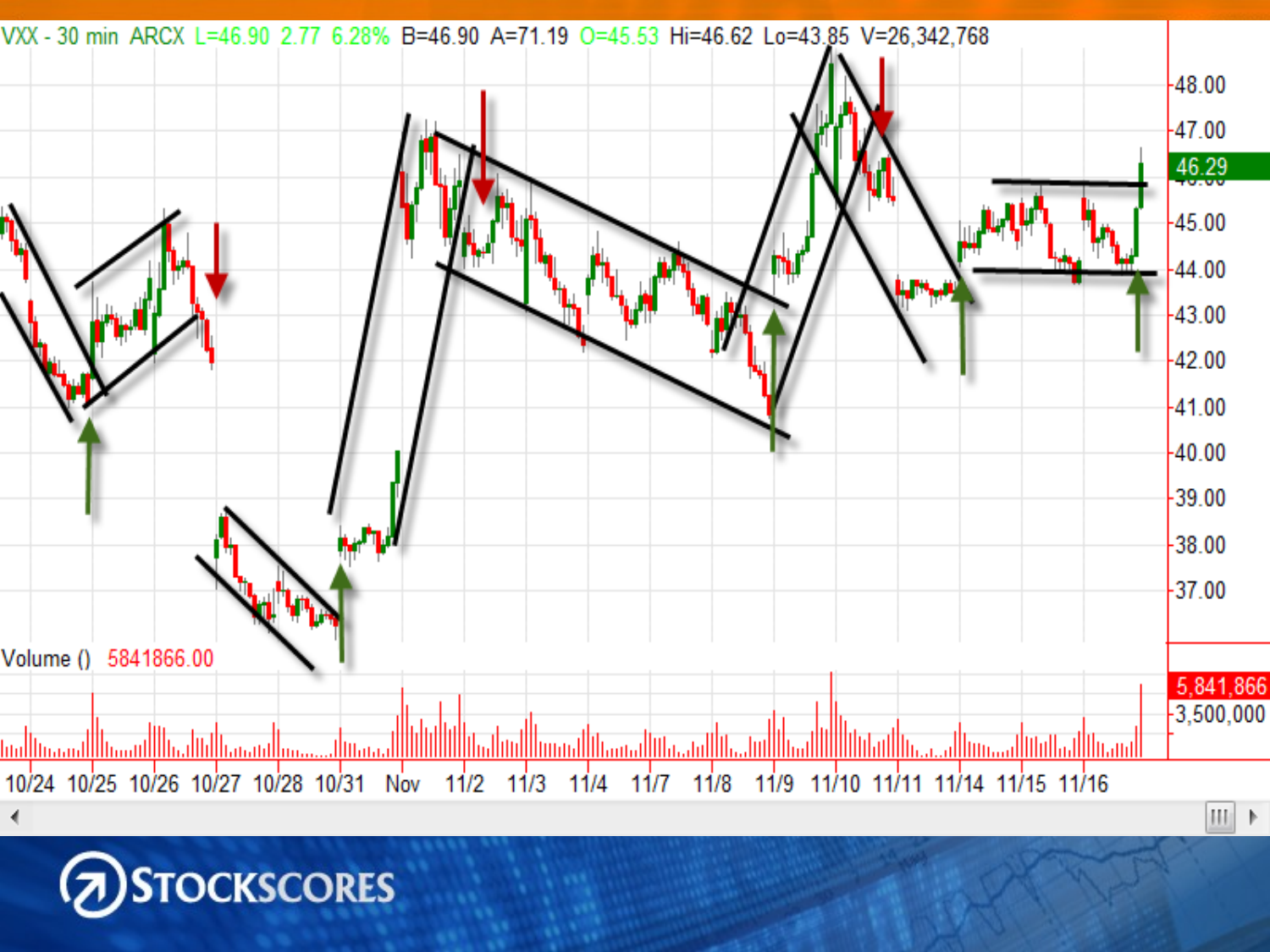VXX - 30 min ARCX L=46.90 2.77 6.28% B=46.90 A=71.19 O=45.53 Hi=46.62 Lo=43.85 V=26,342,768

Volume () 5841866.00

10/24 10/25 10/26 10/27 10/28 10/31 Nov 11/2 11/3 11/4 11/7 11/8 11/9 11/10 11/11 11/14 11/15 11/16

STOCKSCORES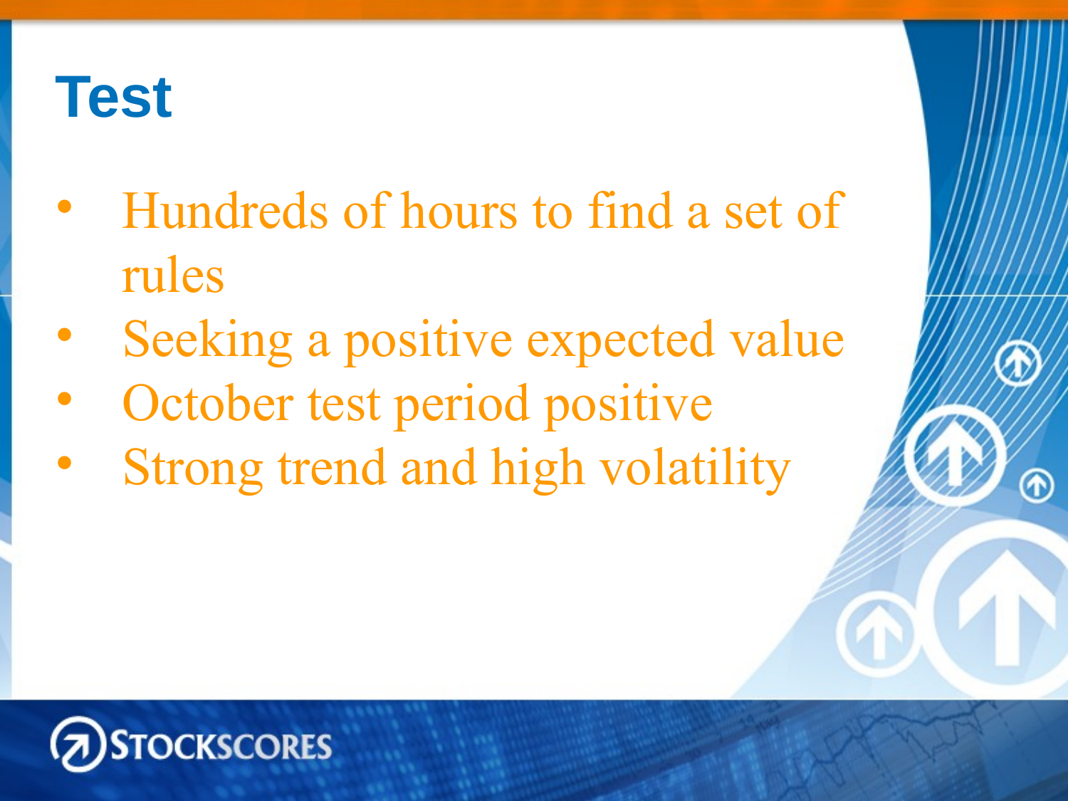# Test

- Hundreds of hours to find a set of rules
- Seeking a positive expected value
- October test period positive
- Strong trend and high volatility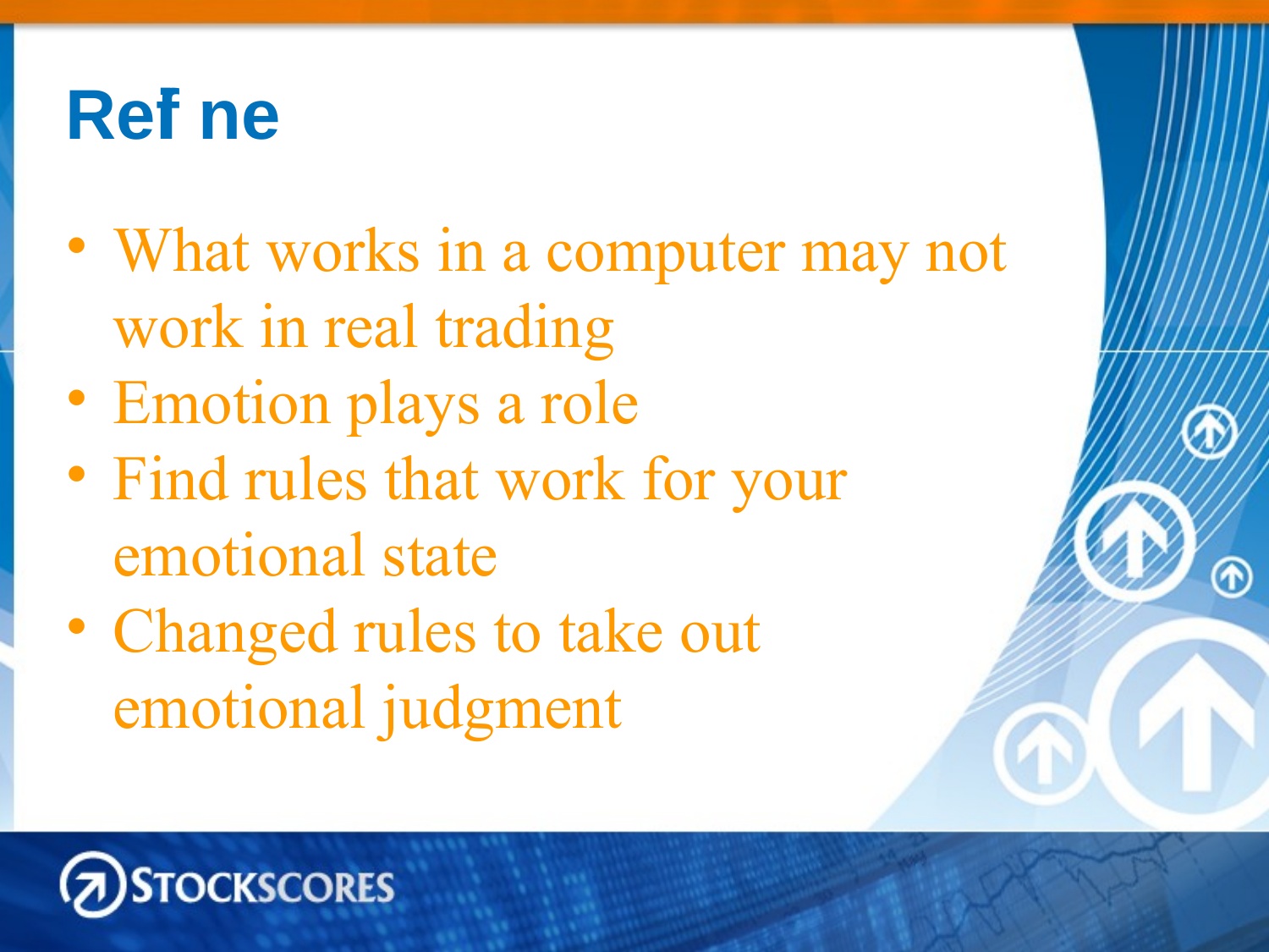# Ref ne

- What works in a computer may not work in real trading
- Emotion plays a role
- Find rules that work for your emotional state
- Changed rules to take out emotional judgment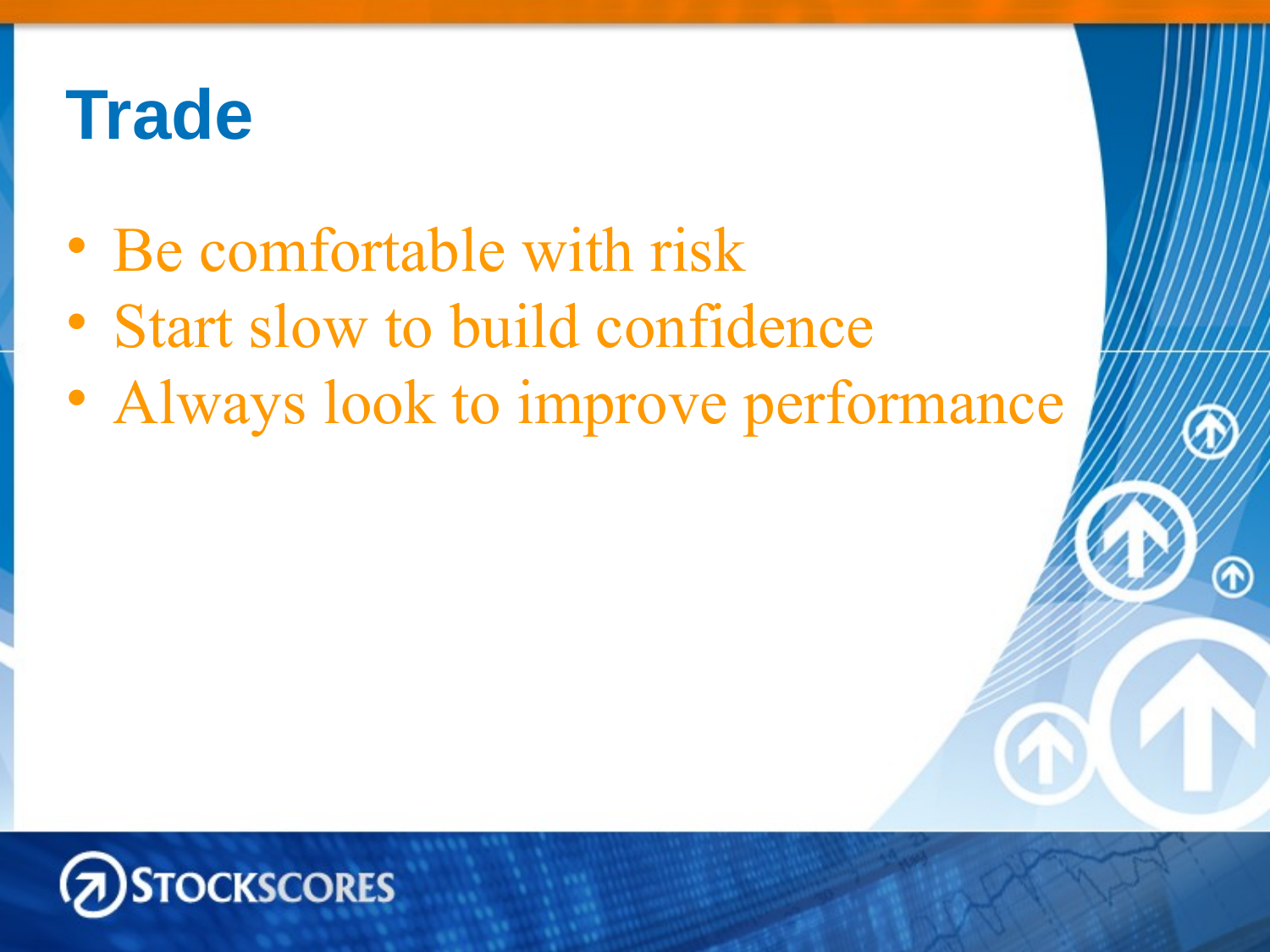# Trade

- Be comfortable with risk
- Start slow to build confidence
- Always look to improve performance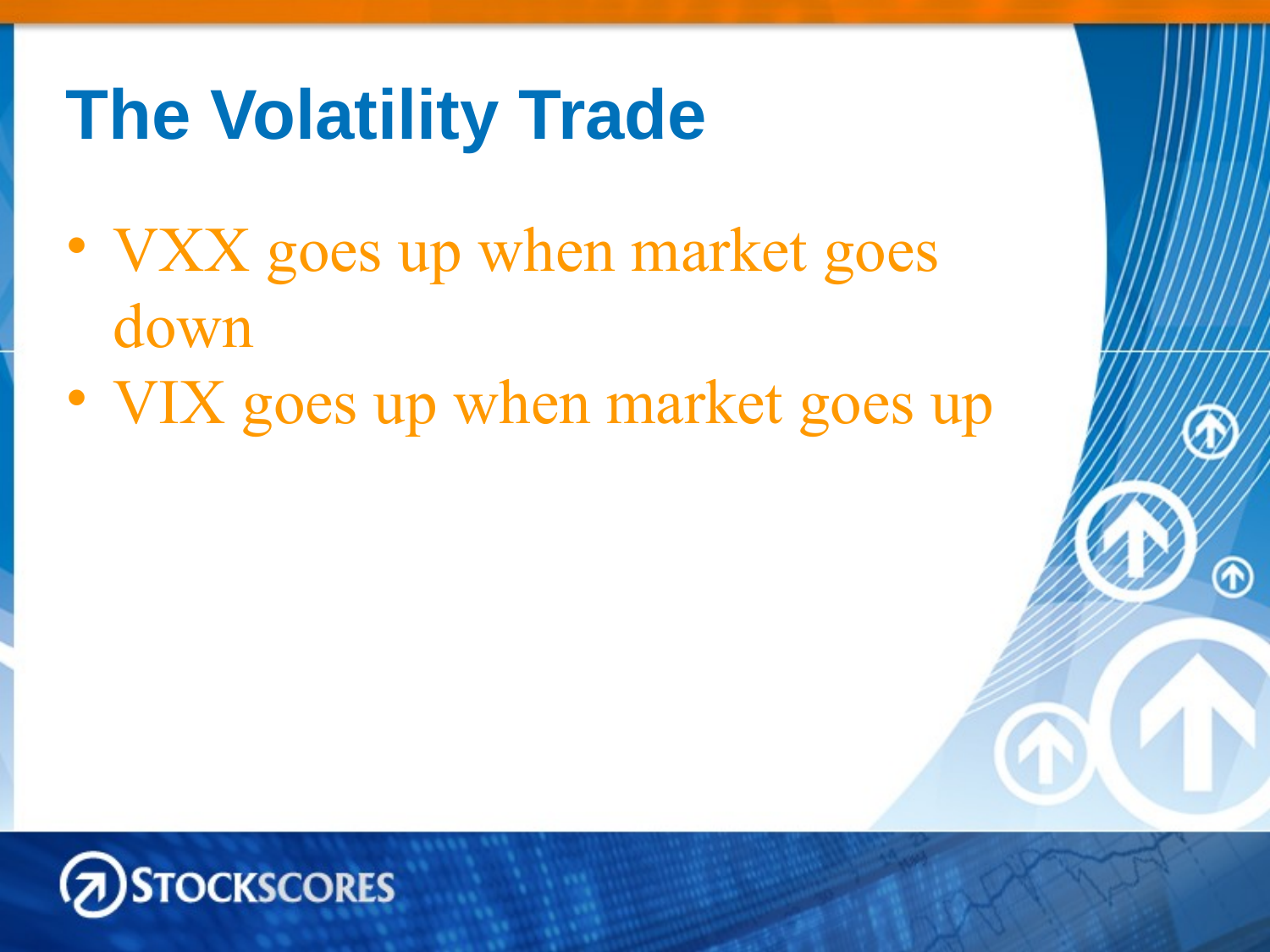# The Volatility Trade

- VXX goes up when market goes down
- VIX goes up when market goes up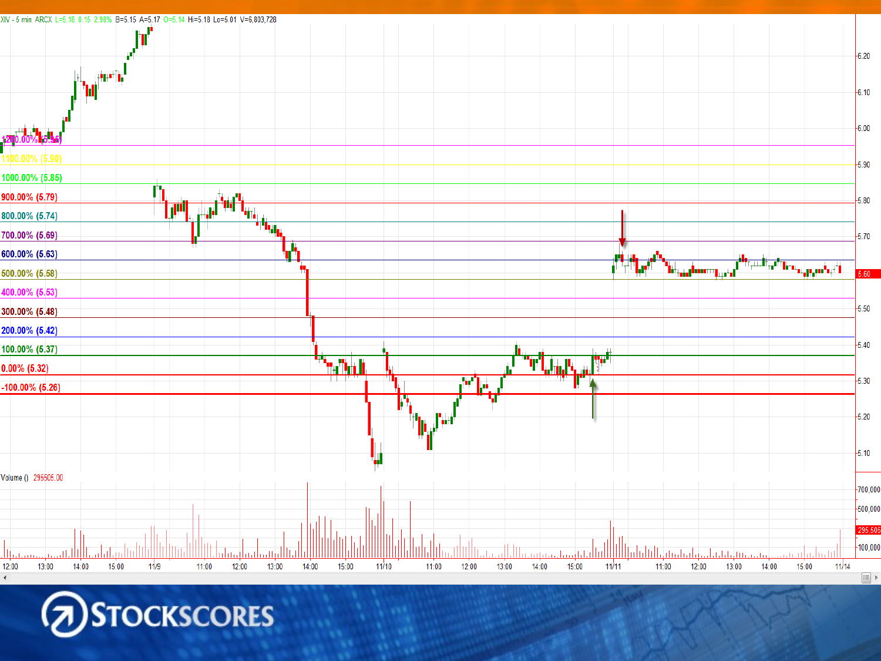XIV - 5 min ARCX L=5.18 0.15 2.98% B=5.15 A=5.17 O=5.14 Hi=5.18 Lo=5.01 V=6,803,728

1200.00% (5.96)
1100.00% (5.90)
1000.00% (5.85)
900.00% (5.79)
800.00% (5.74)
700.00% (5.69)
600.00% (5.63)
500.00% (5.58)
400.00% (5.53)
300.00% (5.48)
200.00% (5.42)
100.00% (5.37)
0.00% (5.32)
-100.00% (5.26)

Volume () 295505.00

12:00 13:00 14:00 15:00 11/9 11:00 12:00 13:00 14:00 15:00 11/10 11:00 12:00 13:00 14:00 15:00 11/11 11:00 12:00 13:00 14:00 15:00 11/14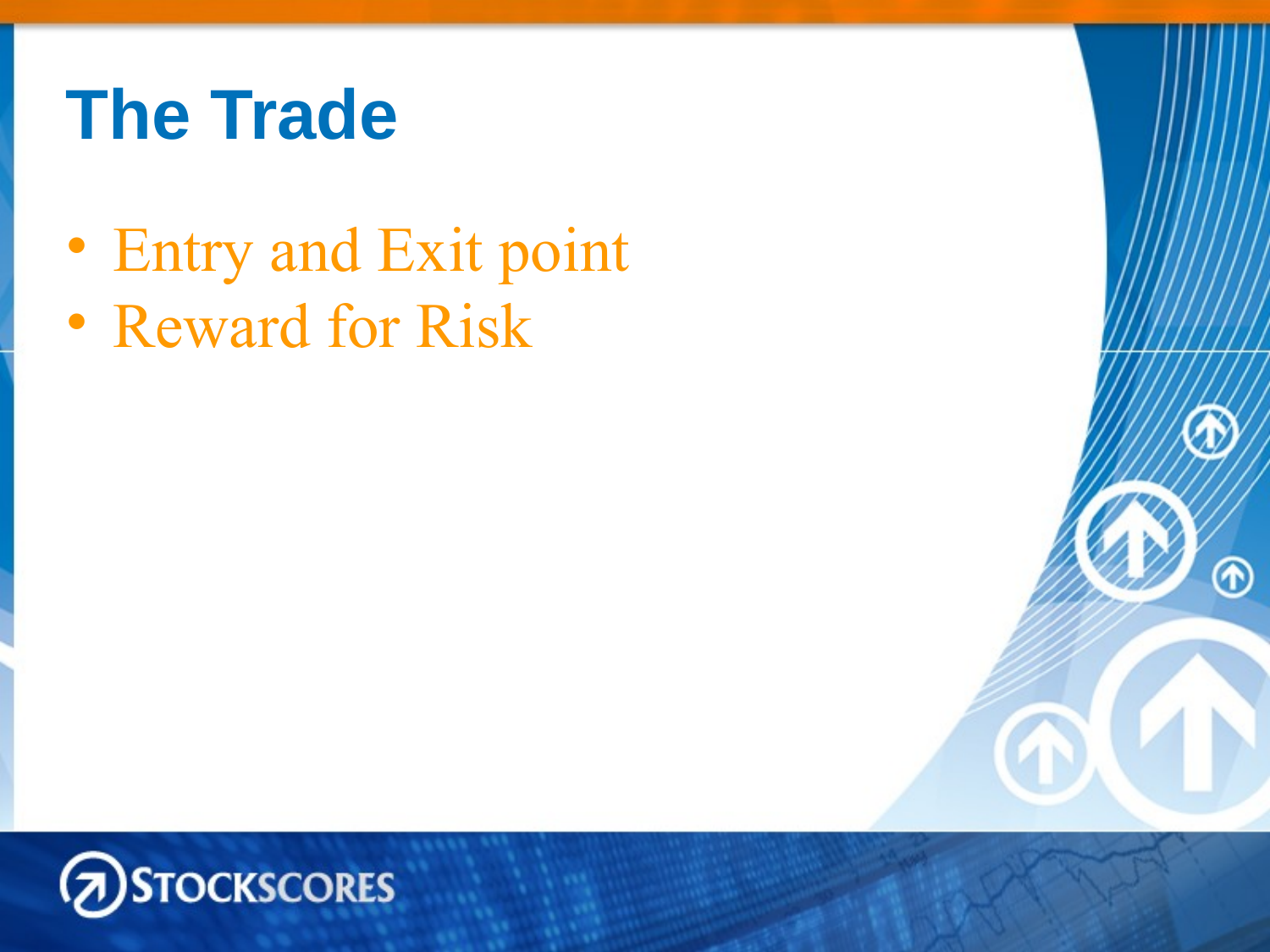# The Trade

- Entry and Exit point
- Reward for Risk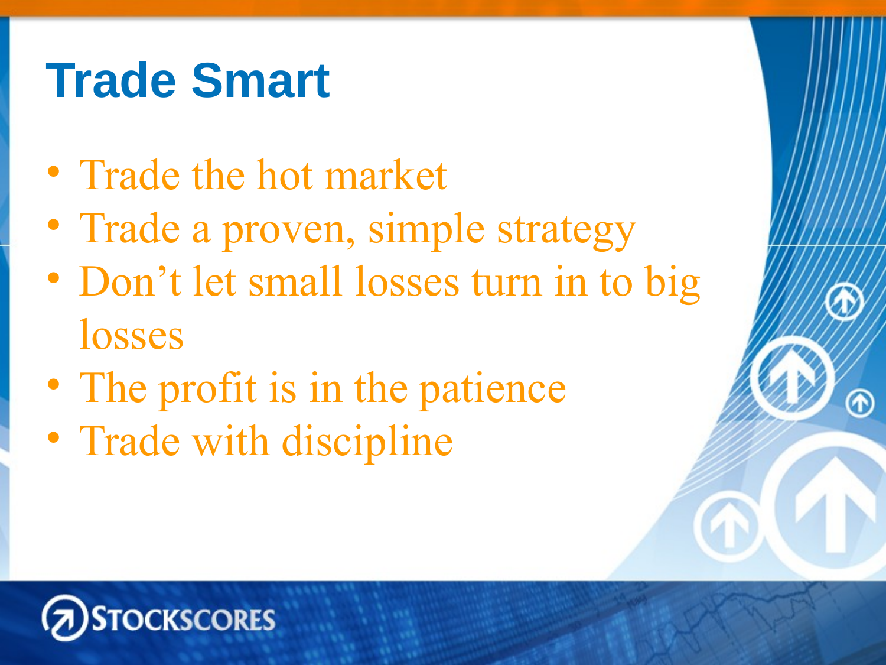# Trade Smart

- Trade the hot market
- Trade a proven, simple strategy
- Don't let small losses turn in to big losses
- The profit is in the patience
- Trade with discipline